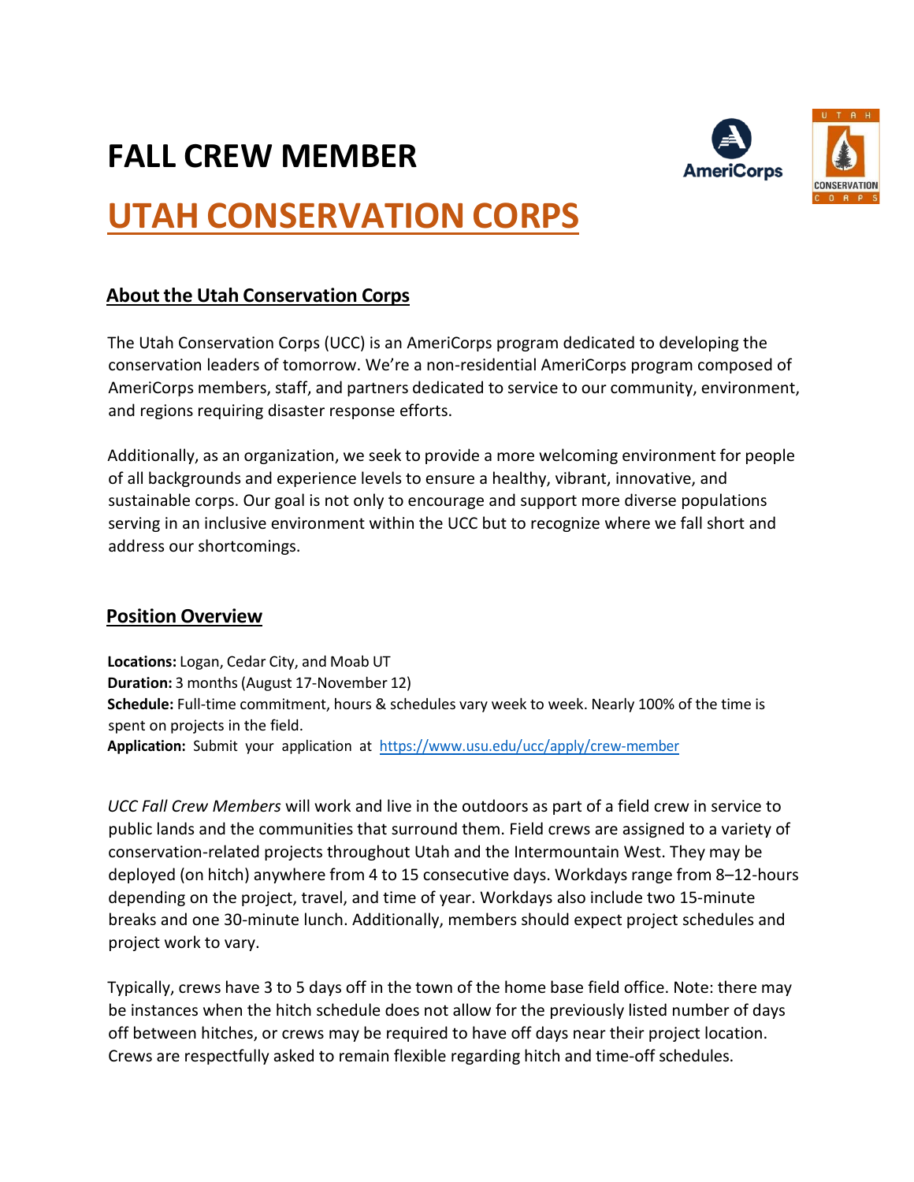# FALL CREW MEMBER

# UTAH CONSERVATION CORPS

## About the Utah Conservation Corps

The Utah Conservation Corps (UCC) is an AmeriCorps program dedicated to developing the conservation leaders of tomorrow. We're a non-residential AmeriCorps program composed of AmeriCorps members, staff, and partners dedicated to service to our community, environment, and regions requiring disaster response efforts.

Additionally, as an organization, we seek to provide a more welcoming environment for people of all backgrounds and experience levels to ensure a healthy, vibrant, innovative, and sustainable corps. Our goal is not only to encourage and support more diverse populations serving in an inclusive environment within the UCC but to recognize where we fall short and address our shortcomings.

## Position Overview

**Locations:** Logan, Cedar City, and Moab UT
**Duration:** 3 months (August 17-November 12)
**Schedule:** Full-time commitment, hours & schedules vary week to week. Nearly 100% of the time is spent on projects in the field.
**Application:** Submit your application at [https://www.usu.edu/ucc/apply/crew-member](https://www.usu.edu/ucc/apply/crew-member)

*UCC Fall Crew Members* will work and live in the outdoors as part of a field crew in service to public lands and the communities that surround them. Field crews are assigned to a variety of conservation-related projects throughout Utah and the Intermountain West. They may be deployed (on hitch) anywhere from 4 to 15 consecutive days. Workdays range from 8–12-hours depending on the project, travel, and time of year. Workdays also include two 15-minute breaks and one 30-minute lunch. Additionally, members should expect project schedules and project work to vary.

Typically, crews have 3 to 5 days off in the town of the home base field office. Note: there may be instances when the hitch schedule does not allow for the previously listed number of days off between hitches, or crews may be required to have off days near their project location. Crews are respectfully asked to remain flexible regarding hitch and time-off schedules.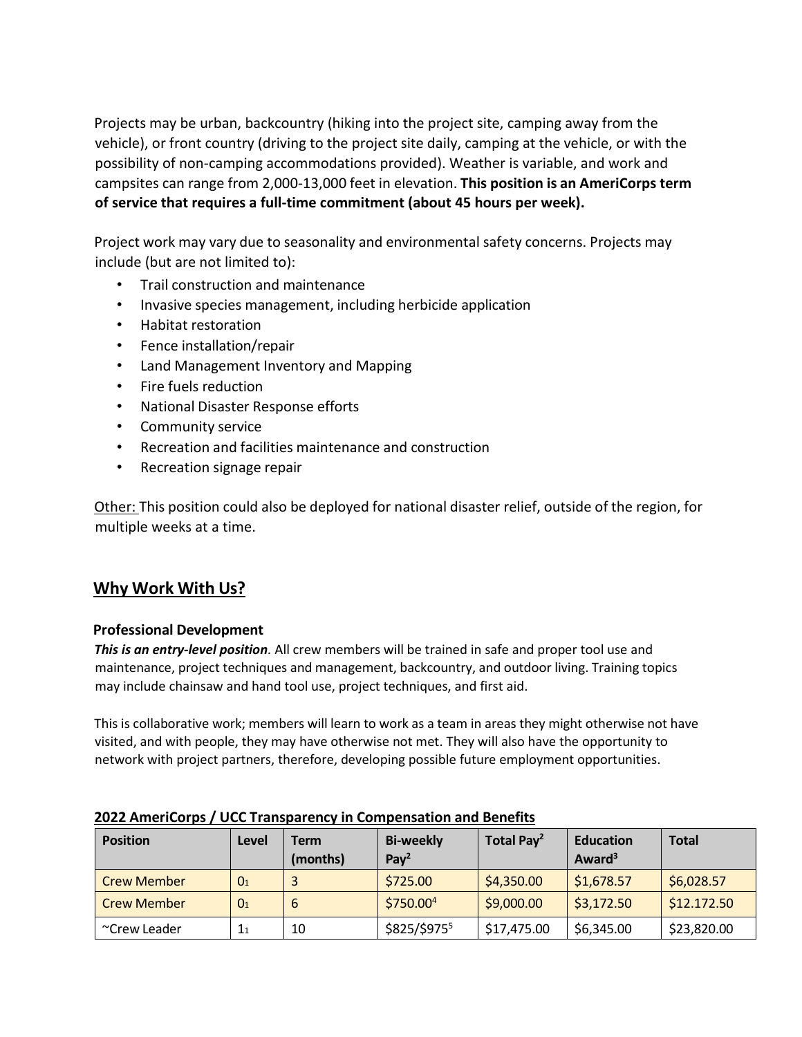Projects may be urban, backcountry (hiking into the project site, camping away from the vehicle), or front country (driving to the project site daily, camping at the vehicle, or with the possibility of non-camping accommodations provided). Weather is variable, and work and campsites can range from 2,000-13,000 feet in elevation. **This position is an AmeriCorps term of service that requires a full-time commitment (about 45 hours per week).**

Project work may vary due to seasonality and environmental safety concerns. Projects may include (but are not limited to):

- Trail construction and maintenance
- Invasive species management, including herbicide application
- Habitat restoration
- Fence installation/repair
- Land Management Inventory and Mapping
- Fire fuels reduction
- National Disaster Response efforts
- Community service
- Recreation and facilities maintenance and construction
- Recreation signage repair

Other: This position could also be deployed for national disaster relief, outside of the region, for multiple weeks at a time.

## Why Work With Us?

### Professional Development

***This is an entry-level position.*** All crew members will be trained in safe and proper tool use and maintenance, project techniques and management, backcountry, and outdoor living. Training topics may include chainsaw and hand tool use, project techniques, and first aid.

This is collaborative work; members will learn to work as a team in areas they might otherwise not have visited, and with people, they may have otherwise not met. They will also have the opportunity to network with project partners, therefore, developing possible future employment opportunities.

**2022 AmeriCorps / UCC Transparency in Compensation and Benefits**

| Position | Level | Term (months) | Bi-weekly Pay[2] | Total Pay[2] | Education Award[3] | Total |
|---|---|---|---|---|---|---|
| Crew Member | $0_1$ | 3 | $725.00 | $4,350.00 | $1,678.57 | $6,028.57 |
| Crew Member | $0_1$ | 6 | $750.00[4] | $9,000.00 | $3,172.50 | $12.172.50 |
| ~Crew Leader | $1_1$ | 10 | $825/$975[5] | $17,475.00 | $6,345.00 | $23,820.00 |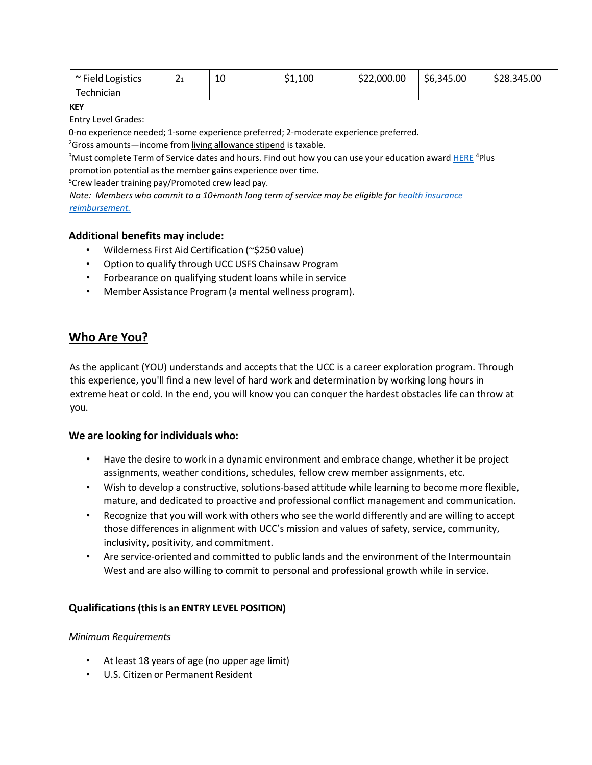| ~ Field Logistics Technician | 2[1] | 10 | $1,100 | $22,000.00 | $6,345.00 | $28.345.00 |
|---|---|---|---|---|---|---|

**KEY**

Entry Level Grades:

0-no experience needed; 1-some experience preferred; 2-moderate experience preferred.

[2]Gross amounts—income from living allowance stipend is taxable.

[3]Must complete Term of Service dates and hours. Find out how you can use your education award HERE [4]Plus promotion potential as the member gains experience over time.

[5]Crew leader training pay/Promoted crew lead pay.

*Note: Members who commit to a 10+month long term of service may be eligible for health insurance reimbursement.*

### Additional benefits may include:

- Wilderness First Aid Certification (~$250 value)
- Option to qualify through UCC USFS Chainsaw Program
- Forbearance on qualifying student loans while in service
- Member Assistance Program (a mental wellness program).

## Who Are You?

As the applicant (YOU) understands and accepts that the UCC is a career exploration program. Through this experience, you'll find a new level of hard work and determination by working long hours in extreme heat or cold. In the end, you will know you can conquer the hardest obstacles life can throw at you.

### We are looking for individuals who:

- Have the desire to work in a dynamic environment and embrace change, whether it be project assignments, weather conditions, schedules, fellow crew member assignments, etc.
- Wish to develop a constructive, solutions-based attitude while learning to become more flexible, mature, and dedicated to proactive and professional conflict management and communication.
- Recognize that you will work with others who see the world differently and are willing to accept those differences in alignment with UCC's mission and values of safety, service, community, inclusivity, positivity, and commitment.
- Are service-oriented and committed to public lands and the environment of the Intermountain West and are also willing to commit to personal and professional growth while in service.

### Qualifications (this is an ENTRY LEVEL POSITION)

*Minimum Requirements*

- At least 18 years of age (no upper age limit)
- U.S. Citizen or Permanent Resident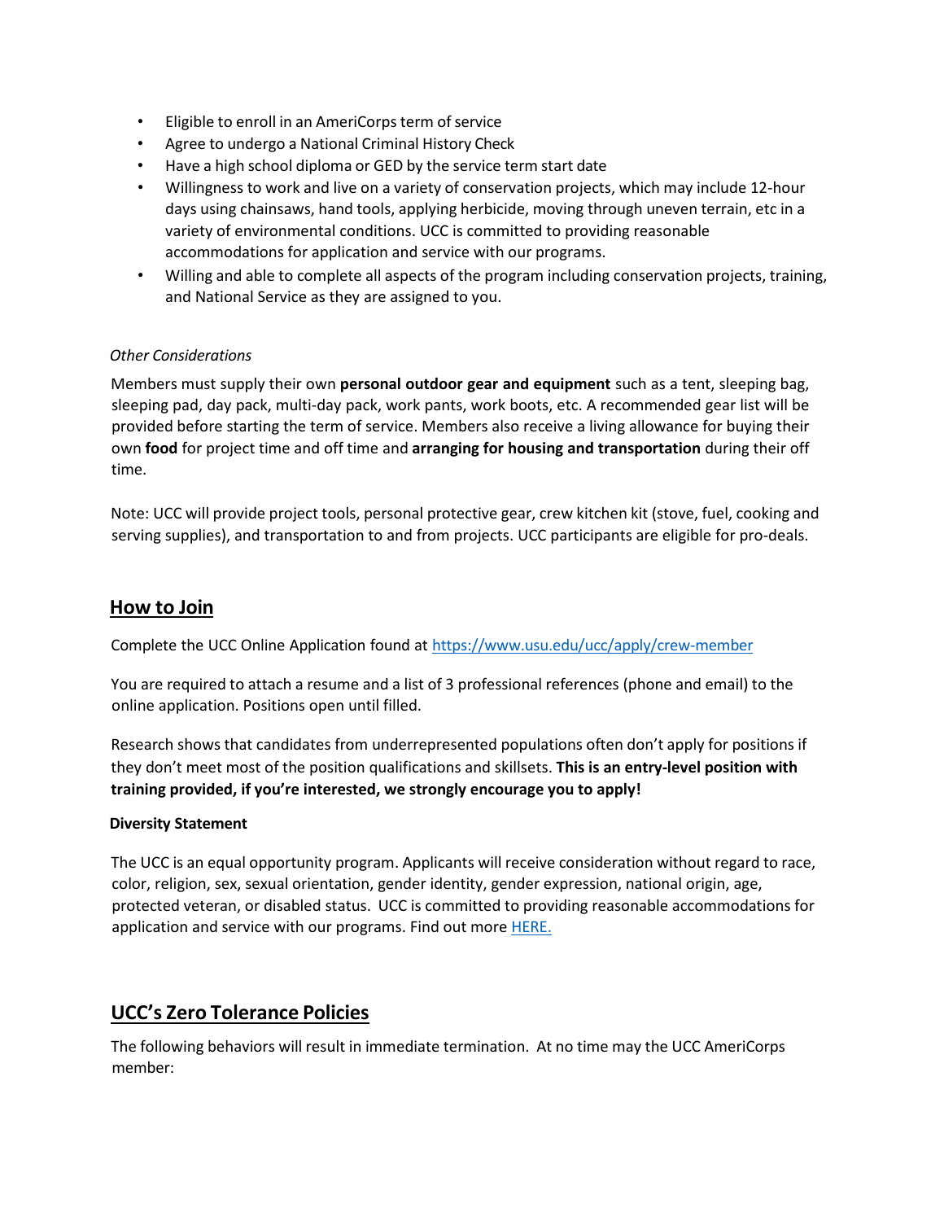- Eligible to enroll in an AmeriCorps term of service
- Agree to undergo a National Criminal History Check
- Have a high school diploma or GED by the service term start date
- Willingness to work and live on a variety of conservation projects, which may include 12-hour days using chainsaws, hand tools, applying herbicide, moving through uneven terrain, etc in a variety of environmental conditions. UCC is committed to providing reasonable accommodations for application and service with our programs.
- Willing and able to complete all aspects of the program including conservation projects, training, and National Service as they are assigned to you.

*Other Considerations*

Members must supply their own **personal outdoor gear and equipment** such as a tent, sleeping bag, sleeping pad, day pack, multi-day pack, work pants, work boots, etc. A recommended gear list will be provided before starting the term of service. Members also receive a living allowance for buying their own **food** for project time and off time and **arranging for housing and transportation** during their off time.

Note: UCC will provide project tools, personal protective gear, crew kitchen kit (stove, fuel, cooking and serving supplies), and transportation to and from projects. UCC participants are eligible for pro-deals.

## How to Join

Complete the UCC Online Application found at [https://www.usu.edu/ucc/apply/crew-member](https://www.usu.edu/ucc/apply/crew-member)

You are required to attach a resume and a list of 3 professional references (phone and email) to the online application. Positions open until filled.

Research shows that candidates from underrepresented populations often don't apply for positions if they don't meet most of the position qualifications and skillsets. **This is an entry-level position with training provided, if you're interested, we strongly encourage you to apply!**

**Diversity Statement**

The UCC is an equal opportunity program. Applicants will receive consideration without regard to race, color, religion, sex, sexual orientation, gender identity, gender expression, national origin, age, protected veteran, or disabled status. UCC is committed to providing reasonable accommodations for application and service with our programs. Find out more HERE.

## UCC's Zero Tolerance Policies

The following behaviors will result in immediate termination. At no time may the UCC AmeriCorps member: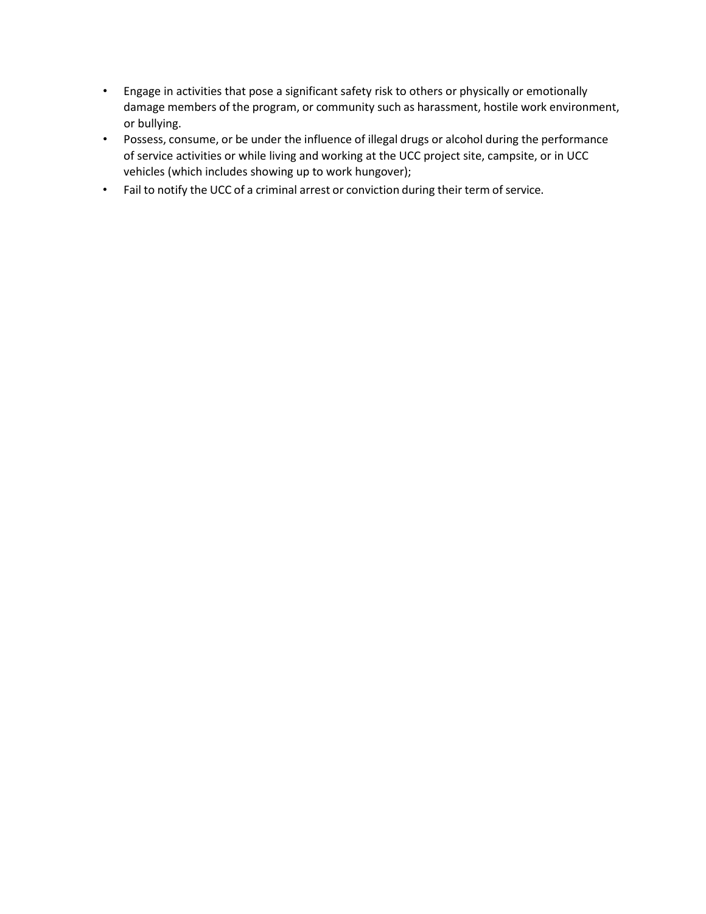- Engage in activities that pose a significant safety risk to others or physically or emotionally damage members of the program, or community such as harassment, hostile work environment, or bullying.
- Possess, consume, or be under the influence of illegal drugs or alcohol during the performance of service activities or while living and working at the UCC project site, campsite, or in UCC vehicles (which includes showing up to work hungover);
- Fail to notify the UCC of a criminal arrest or conviction during their term of service.